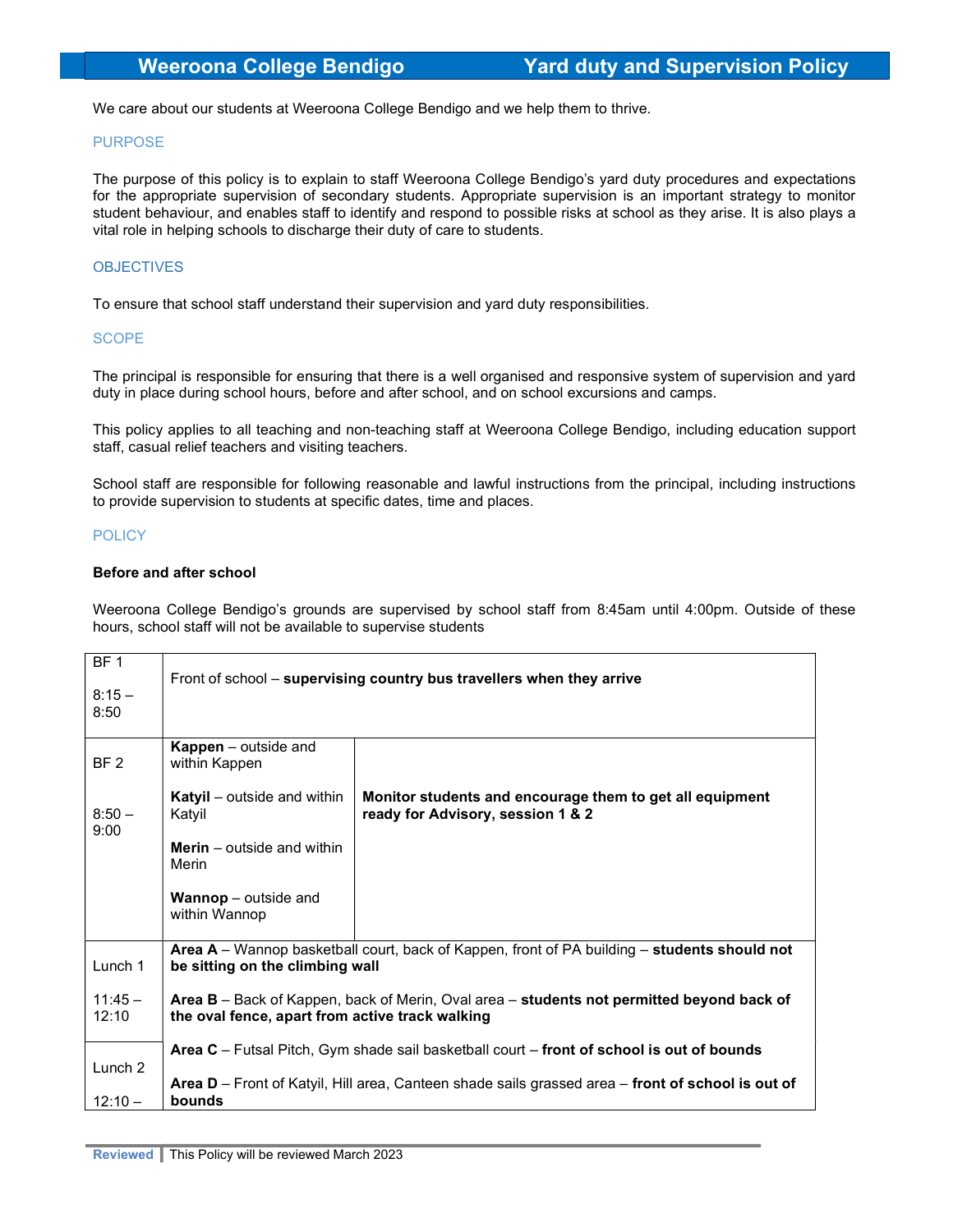# Weeroona College Bendigo — Yard duty and Supervision Policy

We care about our students at Weeroona College Bendigo and we help them to thrive.

## PURPOSE

The purpose of this policy is to explain to staff Weeroona College Bendigo's yard duty procedures and expectations for the appropriate supervision of secondary students. Appropriate supervision is an important strategy to monitor student behaviour, and enables staff to identify and respond to possible risks at school as they arise. It is also plays a vital role in helping schools to discharge their duty of care to students.

## OBJECTIVES

To ensure that school staff understand their supervision and yard duty responsibilities.

## SCOPE

The principal is responsible for ensuring that there is a well organised and responsive system of supervision and yard duty in place during school hours, before and after school, and on school excursions and camps.

This policy applies to all teaching and non-teaching staff at Weeroona College Bendigo, including education support staff, casual relief teachers and visiting teachers.

School staff are responsible for following reasonable and lawful instructions from the principal, including instructions to provide supervision to students at specific dates, time and places.

## POLICY

**Before and after school**

Weeroona College Bendigo's grounds are supervised by school staff from 8:45am until 4:00pm. Outside of these hours, school staff will not be available to supervise students

| Duty | Area | Notes |
|---|---|---|
| BF 1<br>8:15 – 8:50 | Front of school – **supervising country bus travellers when they arrive** | |
| BF 2<br>8:50 – 9:00 | **Kappen** – outside and within Kappen<br>**Katyil** – outside and within Katyil<br>**Merin** – outside and within Merin<br>**Wannop** – outside and within Wannop | **Monitor students and encourage them to get all equipment ready for Advisory, session 1 & 2** |
| Lunch 1<br>11:45 – 12:10 | **Area A** – Wannop basketball court, back of Kappen, front of PA building – **students should not be sitting on the climbing wall**<br>**Area B** – Back of Kappen, back of Merin, Oval area – **students not permitted beyond back of the oval fence, apart from active track walking** | |
| Lunch 2<br>12:10 – | **Area C** – Futsal Pitch, Gym shade sail basketball court – **front of school is out of bounds**<br>**Area D** – Front of Katyil, Hill area, Canteen shade sails grassed area – **front of school is out of bounds** | |

**Reviewed** | This Policy will be reviewed March 2023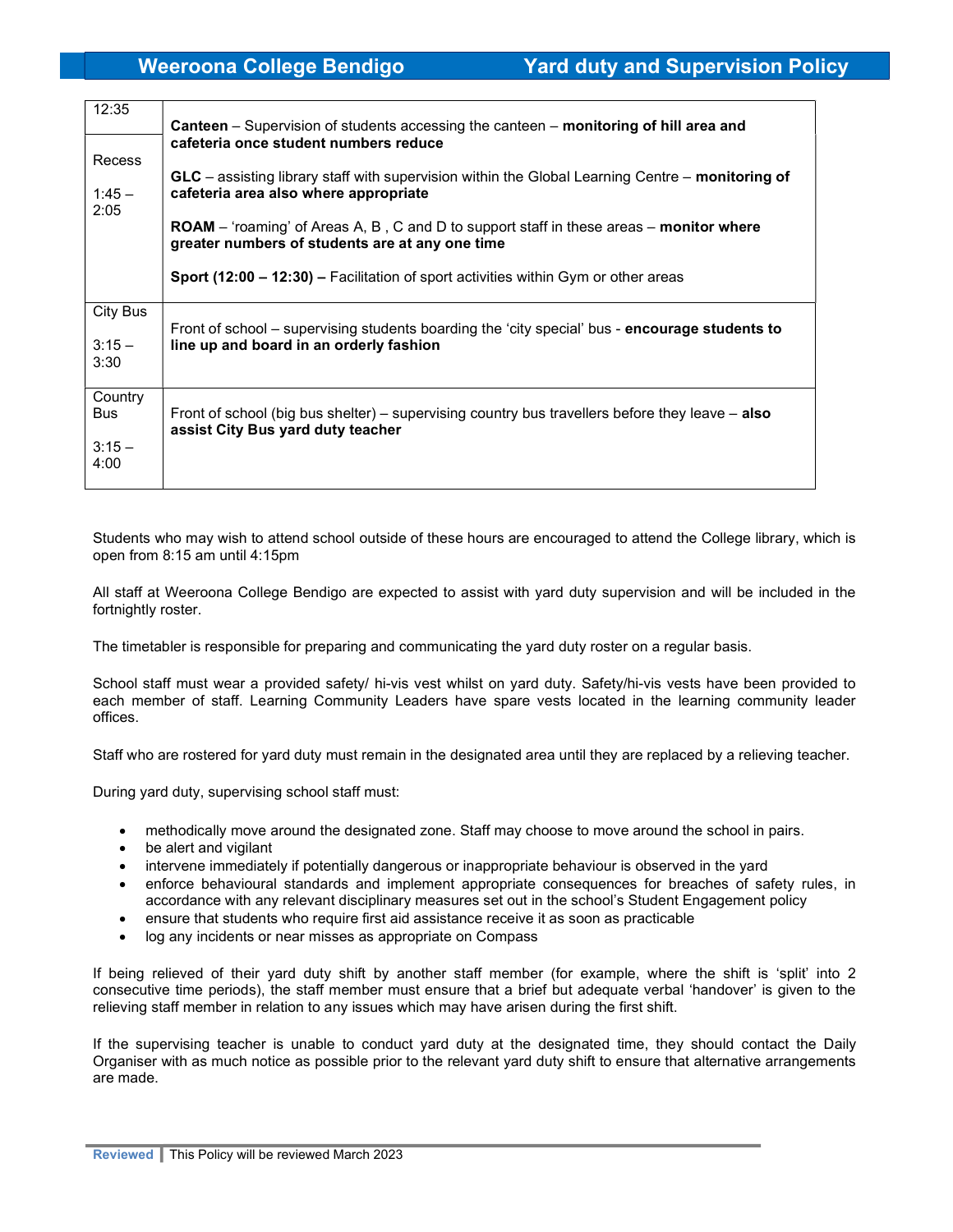| | |
|---|---|
| 12:35<br><br>Recess<br><br>1:45 – 2:05 | **Canteen** – Supervision of students accessing the canteen – **monitoring of hill area and cafeteria once student numbers reduce**<br><br>**GLC** – assisting library staff with supervision within the Global Learning Centre – **monitoring of cafeteria area also where appropriate**<br><br>**ROAM** – 'roaming' of Areas A, B , C and D to support staff in these areas – **monitor where greater numbers of students are at any one time**<br><br>**Sport (12:00 – 12:30) –** Facilitation of sport activities within Gym or other areas |
| City Bus<br><br>3:15 – 3:30 | Front of school – supervising students boarding the 'city special' bus - **encourage students to line up and board in an orderly fashion** |
| Country Bus<br><br>3:15 – 4:00 | Front of school (big bus shelter) – supervising country bus travellers before they leave – **also assist City Bus yard duty teacher** |

Students who may wish to attend school outside of these hours are encouraged to attend the College library, which is open from 8:15 am until 4:15pm

All staff at Weeroona College Bendigo are expected to assist with yard duty supervision and will be included in the fortnightly roster.

The timetabler is responsible for preparing and communicating the yard duty roster on a regular basis.

School staff must wear a provided safety/ hi-vis vest whilst on yard duty. Safety/hi-vis vests have been provided to each member of staff. Learning Community Leaders have spare vests located in the learning community leader offices.

Staff who are rostered for yard duty must remain in the designated area until they are replaced by a relieving teacher.

During yard duty, supervising school staff must:

- methodically move around the designated zone. Staff may choose to move around the school in pairs.
- be alert and vigilant
- intervene immediately if potentially dangerous or inappropriate behaviour is observed in the yard
- enforce behavioural standards and implement appropriate consequences for breaches of safety rules, in accordance with any relevant disciplinary measures set out in the school's Student Engagement policy
- ensure that students who require first aid assistance receive it as soon as practicable
- log any incidents or near misses as appropriate on Compass

If being relieved of their yard duty shift by another staff member (for example, where the shift is 'split' into 2 consecutive time periods), the staff member must ensure that a brief but adequate verbal 'handover' is given to the relieving staff member in relation to any issues which may have arisen during the first shift.

If the supervising teacher is unable to conduct yard duty at the designated time, they should contact the Daily Organiser with as much notice as possible prior to the relevant yard duty shift to ensure that alternative arrangements are made.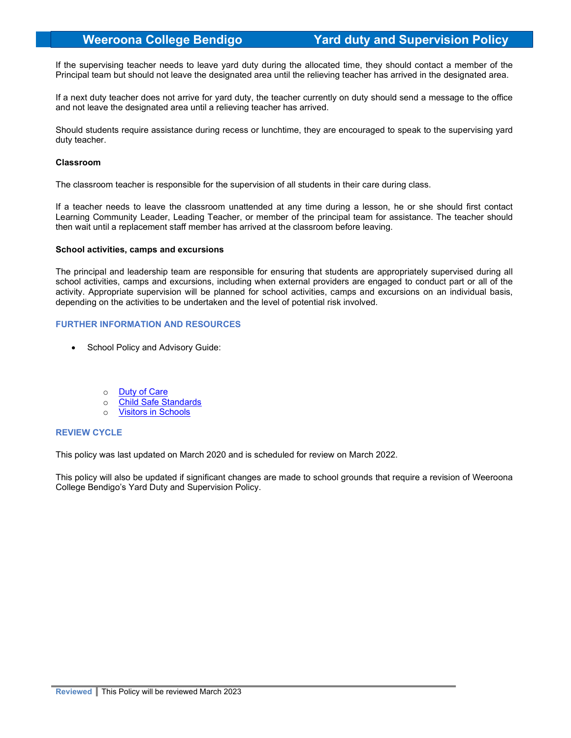If the supervising teacher needs to leave yard duty during the allocated time, they should contact a member of the Principal team but should not leave the designated area until the relieving teacher has arrived in the designated area.

If a next duty teacher does not arrive for yard duty, the teacher currently on duty should send a message to the office and not leave the designated area until a relieving teacher has arrived.

Should students require assistance during recess or lunchtime, they are encouraged to speak to the supervising yard duty teacher.

**Classroom**

The classroom teacher is responsible for the supervision of all students in their care during class.

If a teacher needs to leave the classroom unattended at any time during a lesson, he or she should first contact Learning Community Leader, Leading Teacher, or member of the principal team for assistance. The teacher should then wait until a replacement staff member has arrived at the classroom before leaving.

**School activities, camps and excursions**

The principal and leadership team are responsible for ensuring that students are appropriately supervised during all school activities, camps and excursions, including when external providers are engaged to conduct part or all of the activity. Appropriate supervision will be planned for school activities, camps and excursions on an individual basis, depending on the activities to be undertaken and the level of potential risk involved.

## FURTHER INFORMATION AND RESOURCES

- School Policy and Advisory Guide:
  - Duty of Care
  - Child Safe Standards
  - Visitors in Schools

## REVIEW CYCLE

This policy was last updated on March 2020 and is scheduled for review on March 2022.

This policy will also be updated if significant changes are made to school grounds that require a revision of Weeroona College Bendigo's Yard Duty and Supervision Policy.